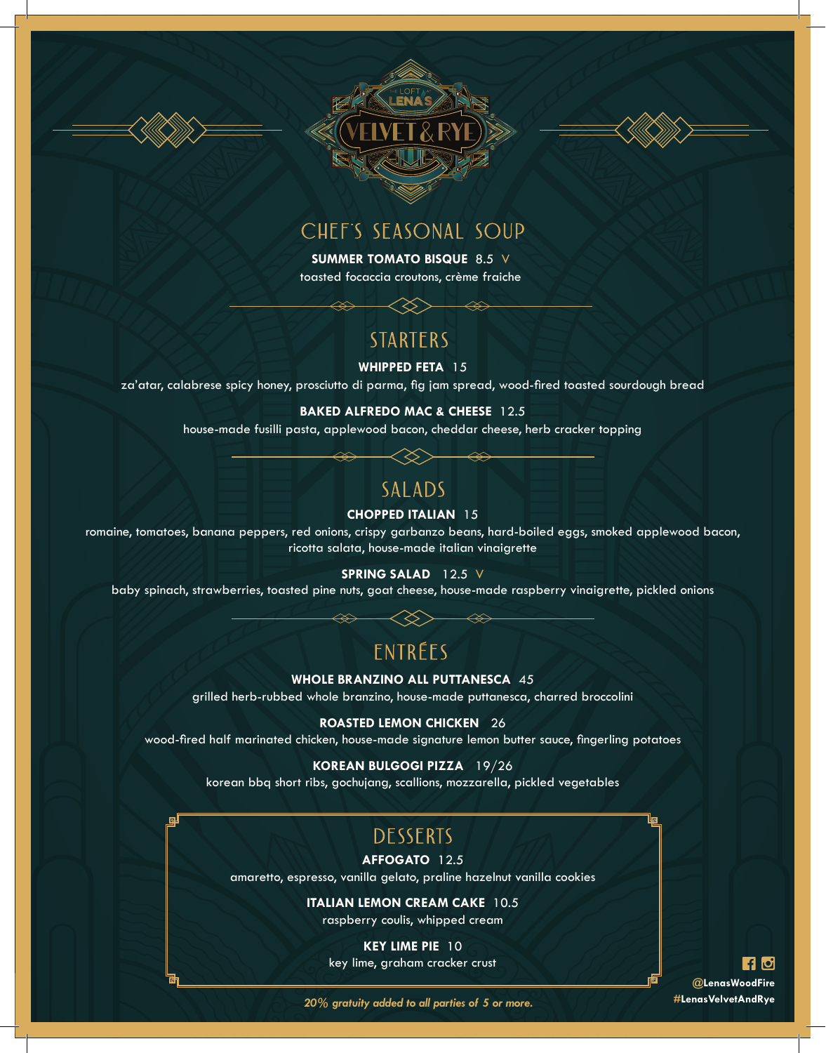THE LOFT AT LENA'S

# VELVET & RYE

## CHEF'S SEASONAL SOUP

**SUMMER TOMATO BISQUE** 8.5 V
toasted focaccia croutons, crème fraiche

## STARTERS

**WHIPPED FETA** 15
za'atar, calabrese spicy honey, prosciutto di parma, fig jam spread, wood-fired toasted sourdough bread

**BAKED ALFREDO MAC & CHEESE** 12.5
house-made fusilli pasta, applewood bacon, cheddar cheese, herb cracker topping

## SALADS

**CHOPPED ITALIAN** 15
romaine, tomatoes, banana peppers, red onions, crispy garbanzo beans, hard-boiled eggs, smoked applewood bacon, ricotta salata, house-made italian vinaigrette

**SPRING SALAD** 12.5 V
baby spinach, strawberries, toasted pine nuts, goat cheese, house-made raspberry vinaigrette, pickled onions

## ENTRÉES

**WHOLE BRANZINO ALL PUTTANESCA** 45
grilled herb-rubbed whole branzino, house-made puttanesca, charred broccolini

**ROASTED LEMON CHICKEN** 26
wood-fired half marinated chicken, house-made signature lemon butter sauce, fingerling potatoes

**KOREAN BULGOGI PIZZA** 19/26
korean bbq short ribs, gochujang, scallions, mozzarella, pickled vegetables

## DESSERTS

**AFFOGATO** 12.5
amaretto, espresso, vanilla gelato, praline hazelnut vanilla cookies

**ITALIAN LEMON CREAM CAKE** 10.5
raspberry coulis, whipped cream

**KEY LIME PIE** 10
key lime, graham cracker crust

*20% gratuity added to all parties of 5 or more.*

**@LenasWoodFire**
**#LenasVelvetAndRye**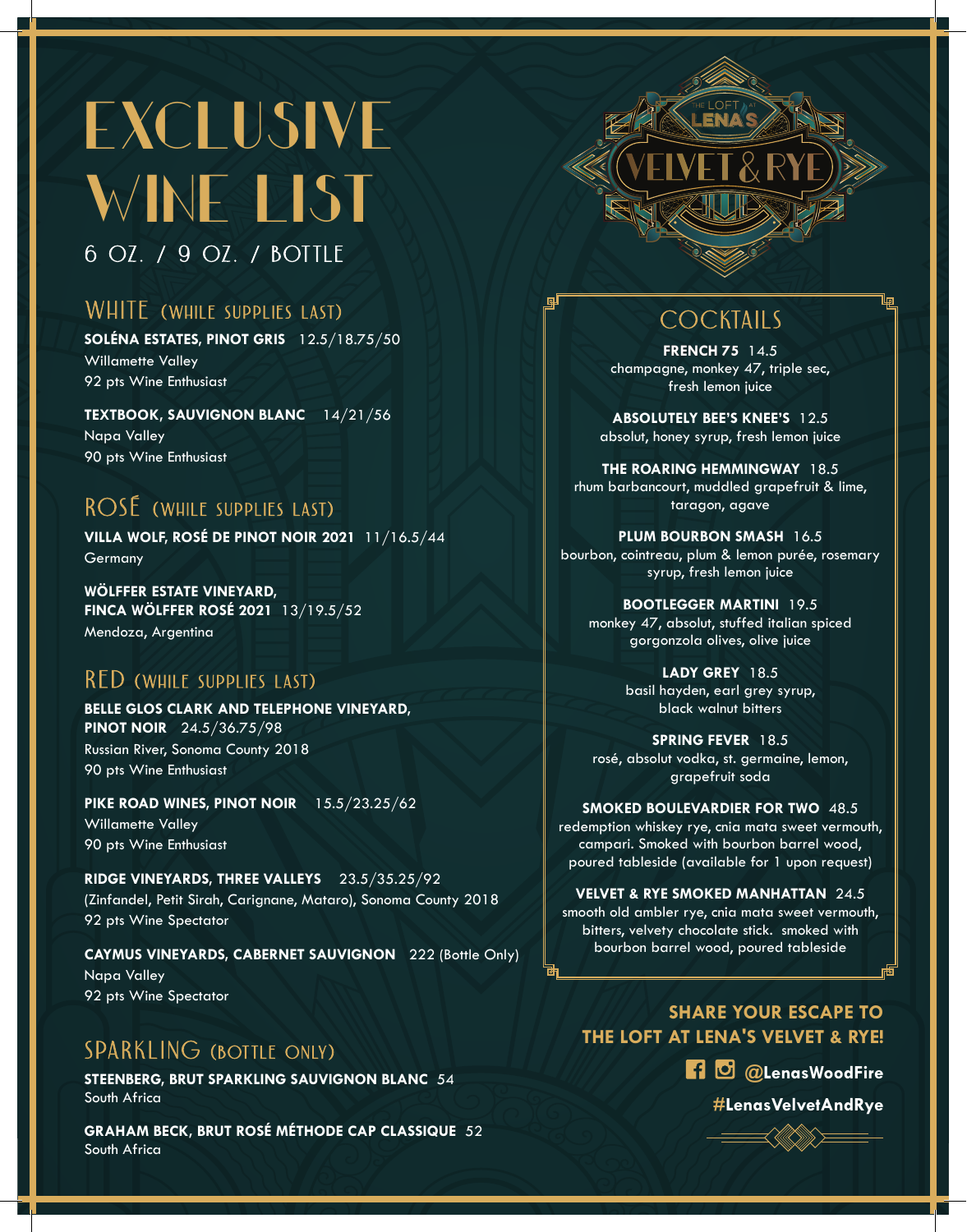# EXCLUSIVE WINE LIST

6 OZ. / 9 OZ. / BOTTLE

## WHITE (WHILE SUPPLIES LAST)

**SOLÉNA ESTATES, PINOT GRIS** 12.5/18.75/50
Willamette Valley
92 pts Wine Enthusiast

**TEXTBOOK, SAUVIGNON BLANC** 14/21/56
Napa Valley
90 pts Wine Enthusiast

## ROSÉ (WHILE SUPPLIES LAST)

**VILLA WOLF, ROSÉ DE PINOT NOIR 2021** 11/16.5/44
Germany

**WÖLFFER ESTATE VINEYARD, FINCA WÖLFFER ROSÉ 2021** 13/19.5/52
Mendoza, Argentina

## RED (WHILE SUPPLIES LAST)

**BELLE GLOS CLARK AND TELEPHONE VINEYARD, PINOT NOIR** 24.5/36.75/98
Russian River, Sonoma County 2018
90 pts Wine Enthusiast

**PIKE ROAD WINES, PINOT NOIR** 15.5/23.25/62
Willamette Valley
90 pts Wine Enthusiast

**RIDGE VINEYARDS, THREE VALLEYS** 23.5/35.25/92
(Zinfandel, Petit Sirah, Carignane, Mataro), Sonoma County 2018
92 pts Wine Spectator

**CAYMUS VINEYARDS, CABERNET SAUVIGNON** 222 (Bottle Only)
Napa Valley
92 pts Wine Spectator

## SPARKLING (BOTTLE ONLY)

**STEENBERG, BRUT SPARKLING SAUVIGNON BLANC** 54
South Africa

**GRAHAM BECK, BRUT ROSÉ MÉTHODE CAP CLASSIQUE** 52
South Africa

THE LOFT AT LENA'S VELVET & RYE

## COCKTAILS

**FRENCH 75** 14.5
champagne, monkey 47, triple sec, fresh lemon juice

**ABSOLUTELY BEE'S KNEE'S** 12.5
absolut, honey syrup, fresh lemon juice

**THE ROARING HEMMINGWAY** 18.5
rhum barbancourt, muddled grapefruit & lime, taragon, agave

**PLUM BOURBON SMASH** 16.5
bourbon, cointreau, plum & lemon purée, rosemary syrup, fresh lemon juice

**BOOTLEGGER MARTINI** 19.5
monkey 47, absolut, stuffed italian spiced gorgonzola olives, olive juice

**LADY GREY** 18.5
basil hayden, earl grey syrup, black walnut bitters

**SPRING FEVER** 18.5
rosé, absolut vodka, st. germaine, lemon, grapefruit soda

**SMOKED BOULEVARDIER FOR TWO** 48.5
redemption whiskey rye, cnia mata sweet vermouth, campari. Smoked with bourbon barrel wood, poured tableside (available for 1 upon request)

**VELVET & RYE SMOKED MANHATTAN** 24.5
smooth old ambler rye, cnia mata sweet vermouth, bitters, velvety chocolate stick. smoked with bourbon barrel wood, poured tableside

**SHARE YOUR ESCAPE TO THE LOFT AT LENA'S VELVET & RYE!**

**@LenasWoodFire**

**#LenasVelvetAndRye**